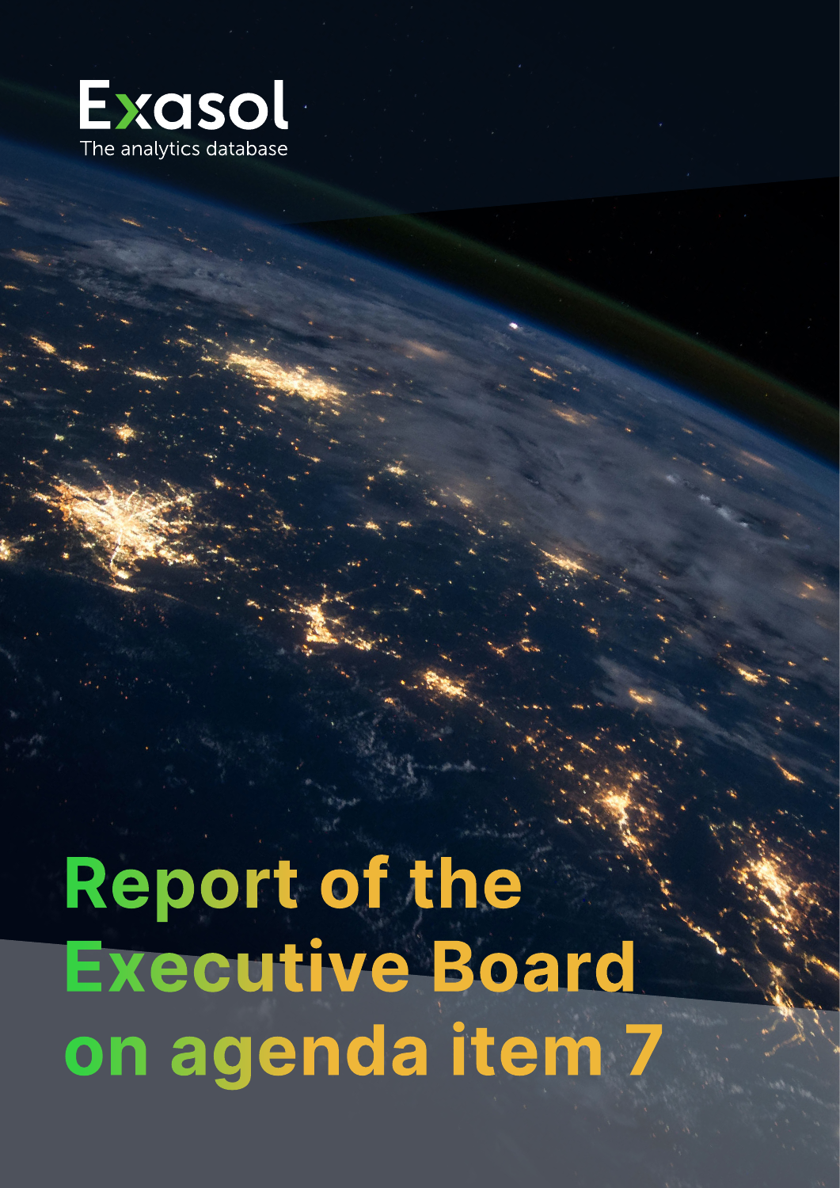Exasol

The analytics database

# Report of the Executive Board on agenda item 7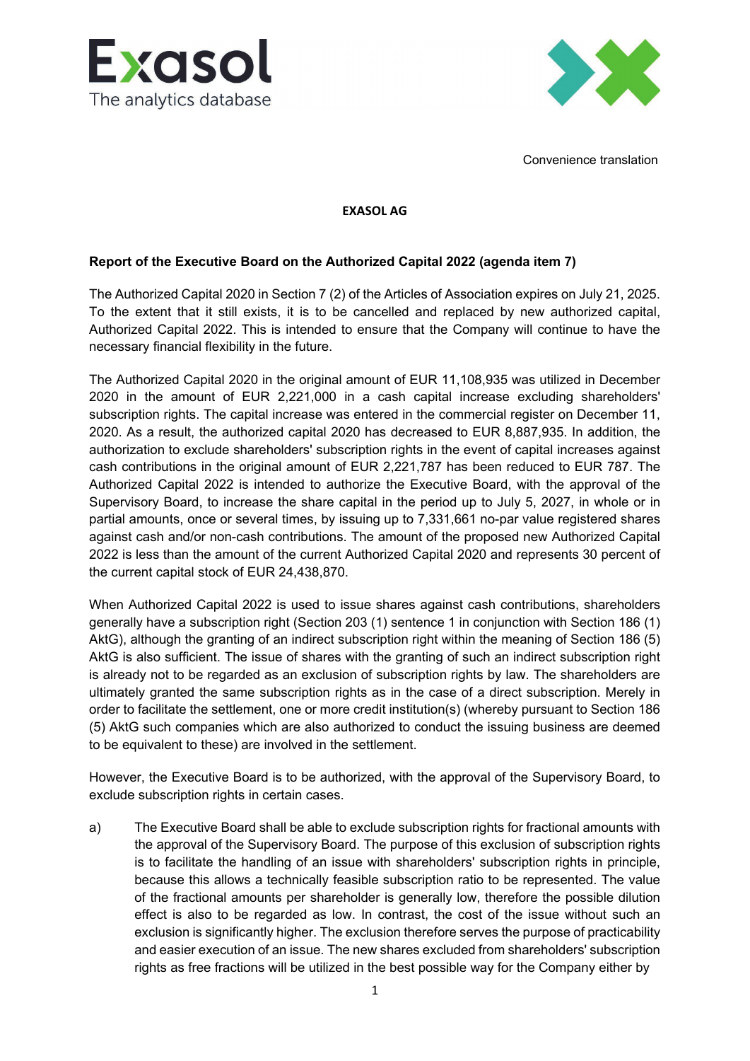Convenience translation

**EXASOL AG**

**Report of the Executive Board on the Authorized Capital 2022 (agenda item 7)**

The Authorized Capital 2020 in Section 7 (2) of the Articles of Association expires on July 21, 2025. To the extent that it still exists, it is to be cancelled and replaced by new authorized capital, Authorized Capital 2022. This is intended to ensure that the Company will continue to have the necessary financial flexibility in the future.

The Authorized Capital 2020 in the original amount of EUR 11,108,935 was utilized in December 2020 in the amount of EUR 2,221,000 in a cash capital increase excluding shareholders' subscription rights. The capital increase was entered in the commercial register on December 11, 2020. As a result, the authorized capital 2020 has decreased to EUR 8,887,935. In addition, the authorization to exclude shareholders' subscription rights in the event of capital increases against cash contributions in the original amount of EUR 2,221,787 has been reduced to EUR 787. The Authorized Capital 2022 is intended to authorize the Executive Board, with the approval of the Supervisory Board, to increase the share capital in the period up to July 5, 2027, in whole or in partial amounts, once or several times, by issuing up to 7,331,661 no-par value registered shares against cash and/or non-cash contributions. The amount of the proposed new Authorized Capital 2022 is less than the amount of the current Authorized Capital 2020 and represents 30 percent of the current capital stock of EUR 24,438,870.

When Authorized Capital 2022 is used to issue shares against cash contributions, shareholders generally have a subscription right (Section 203 (1) sentence 1 in conjunction with Section 186 (1) AktG), although the granting of an indirect subscription right within the meaning of Section 186 (5) AktG is also sufficient. The issue of shares with the granting of such an indirect subscription right is already not to be regarded as an exclusion of subscription rights by law. The shareholders are ultimately granted the same subscription rights as in the case of a direct subscription. Merely in order to facilitate the settlement, one or more credit institution(s) (whereby pursuant to Section 186 (5) AktG such companies which are also authorized to conduct the issuing business are deemed to be equivalent to these) are involved in the settlement.

However, the Executive Board is to be authorized, with the approval of the Supervisory Board, to exclude subscription rights in certain cases.

a) The Executive Board shall be able to exclude subscription rights for fractional amounts with the approval of the Supervisory Board. The purpose of this exclusion of subscription rights is to facilitate the handling of an issue with shareholders' subscription rights in principle, because this allows a technically feasible subscription ratio to be represented. The value of the fractional amounts per shareholder is generally low, therefore the possible dilution effect is also to be regarded as low. In contrast, the cost of the issue without such an exclusion is significantly higher. The exclusion therefore serves the purpose of practicability and easier execution of an issue. The new shares excluded from shareholders' subscription rights as free fractions will be utilized in the best possible way for the Company either by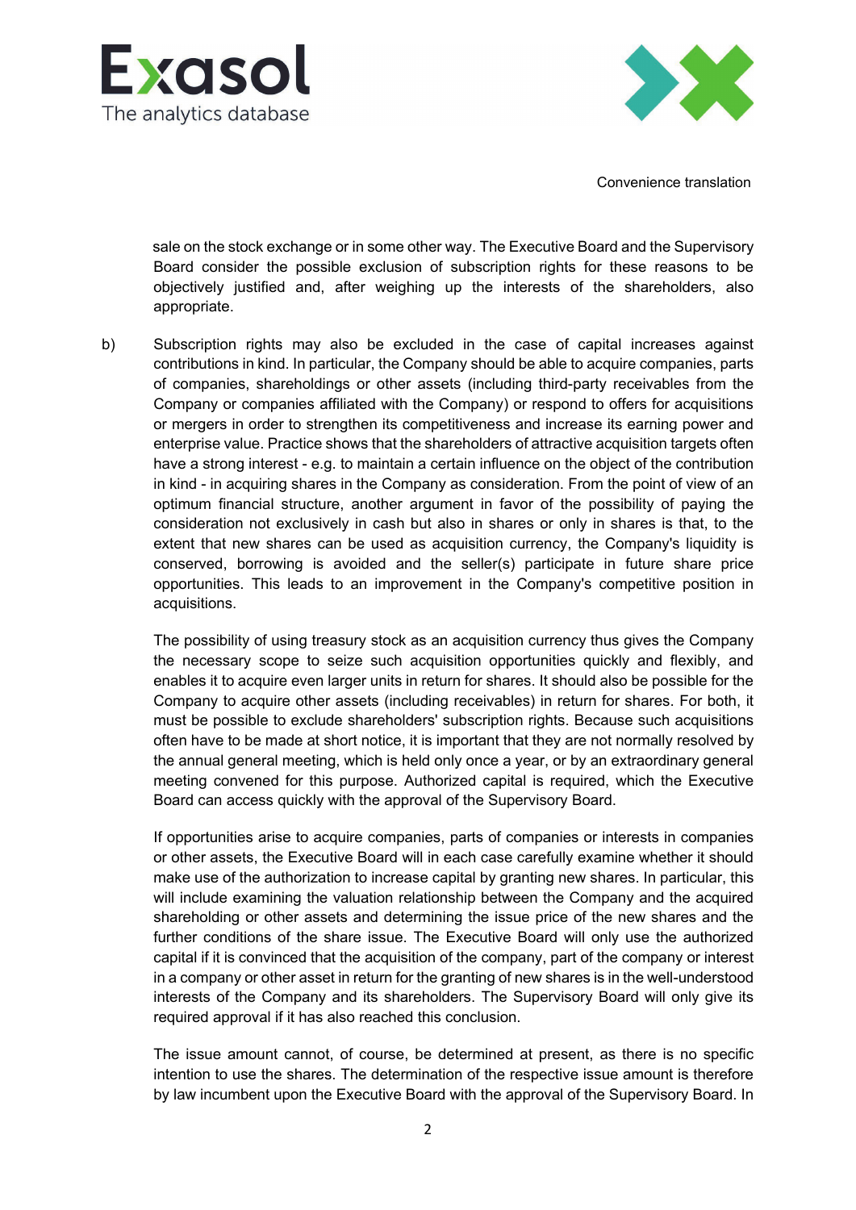Convenience translation

sale on the stock exchange or in some other way. The Executive Board and the Supervisory Board consider the possible exclusion of subscription rights for these reasons to be objectively justified and, after weighing up the interests of the shareholders, also appropriate.

b) Subscription rights may also be excluded in the case of capital increases against contributions in kind. In particular, the Company should be able to acquire companies, parts of companies, shareholdings or other assets (including third-party receivables from the Company or companies affiliated with the Company) or respond to offers for acquisitions or mergers in order to strengthen its competitiveness and increase its earning power and enterprise value. Practice shows that the shareholders of attractive acquisition targets often have a strong interest - e.g. to maintain a certain influence on the object of the contribution in kind - in acquiring shares in the Company as consideration. From the point of view of an optimum financial structure, another argument in favor of the possibility of paying the consideration not exclusively in cash but also in shares or only in shares is that, to the extent that new shares can be used as acquisition currency, the Company's liquidity is conserved, borrowing is avoided and the seller(s) participate in future share price opportunities. This leads to an improvement in the Company's competitive position in acquisitions.

The possibility of using treasury stock as an acquisition currency thus gives the Company the necessary scope to seize such acquisition opportunities quickly and flexibly, and enables it to acquire even larger units in return for shares. It should also be possible for the Company to acquire other assets (including receivables) in return for shares. For both, it must be possible to exclude shareholders' subscription rights. Because such acquisitions often have to be made at short notice, it is important that they are not normally resolved by the annual general meeting, which is held only once a year, or by an extraordinary general meeting convened for this purpose. Authorized capital is required, which the Executive Board can access quickly with the approval of the Supervisory Board.

If opportunities arise to acquire companies, parts of companies or interests in companies or other assets, the Executive Board will in each case carefully examine whether it should make use of the authorization to increase capital by granting new shares. In particular, this will include examining the valuation relationship between the Company and the acquired shareholding or other assets and determining the issue price of the new shares and the further conditions of the share issue. The Executive Board will only use the authorized capital if it is convinced that the acquisition of the company, part of the company or interest in a company or other asset in return for the granting of new shares is in the well-understood interests of the Company and its shareholders. The Supervisory Board will only give its required approval if it has also reached this conclusion.

The issue amount cannot, of course, be determined at present, as there is no specific intention to use the shares. The determination of the respective issue amount is therefore by law incumbent upon the Executive Board with the approval of the Supervisory Board. In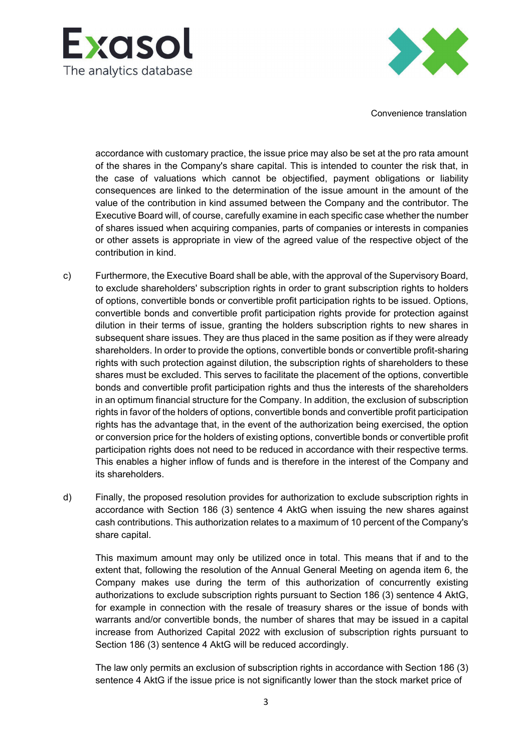accordance with customary practice, the issue price may also be set at the pro rata amount of the shares in the Company's share capital. This is intended to counter the risk that, in the case of valuations which cannot be objectified, payment obligations or liability consequences are linked to the determination of the issue amount in the amount of the value of the contribution in kind assumed between the Company and the contributor. The Executive Board will, of course, carefully examine in each specific case whether the number of shares issued when acquiring companies, parts of companies or interests in companies or other assets is appropriate in view of the agreed value of the respective object of the contribution in kind.

c) Furthermore, the Executive Board shall be able, with the approval of the Supervisory Board, to exclude shareholders' subscription rights in order to grant subscription rights to holders of options, convertible bonds or convertible profit participation rights to be issued. Options, convertible bonds and convertible profit participation rights provide for protection against dilution in their terms of issue, granting the holders subscription rights to new shares in subsequent share issues. They are thus placed in the same position as if they were already shareholders. In order to provide the options, convertible bonds or convertible profit-sharing rights with such protection against dilution, the subscription rights of shareholders to these shares must be excluded. This serves to facilitate the placement of the options, convertible bonds and convertible profit participation rights and thus the interests of the shareholders in an optimum financial structure for the Company. In addition, the exclusion of subscription rights in favor of the holders of options, convertible bonds and convertible profit participation rights has the advantage that, in the event of the authorization being exercised, the option or conversion price for the holders of existing options, convertible bonds or convertible profit participation rights does not need to be reduced in accordance with their respective terms. This enables a higher inflow of funds and is therefore in the interest of the Company and its shareholders.

d) Finally, the proposed resolution provides for authorization to exclude subscription rights in accordance with Section 186 (3) sentence 4 AktG when issuing the new shares against cash contributions. This authorization relates to a maximum of 10 percent of the Company's share capital.

   This maximum amount may only be utilized once in total. This means that if and to the extent that, following the resolution of the Annual General Meeting on agenda item 6, the Company makes use during the term of this authorization of concurrently existing authorizations to exclude subscription rights pursuant to Section 186 (3) sentence 4 AktG, for example in connection with the resale of treasury shares or the issue of bonds with warrants and/or convertible bonds, the number of shares that may be issued in a capital increase from Authorized Capital 2022 with exclusion of subscription rights pursuant to Section 186 (3) sentence 4 AktG will be reduced accordingly.

   The law only permits an exclusion of subscription rights in accordance with Section 186 (3) sentence 4 AktG if the issue price is not significantly lower than the stock market price of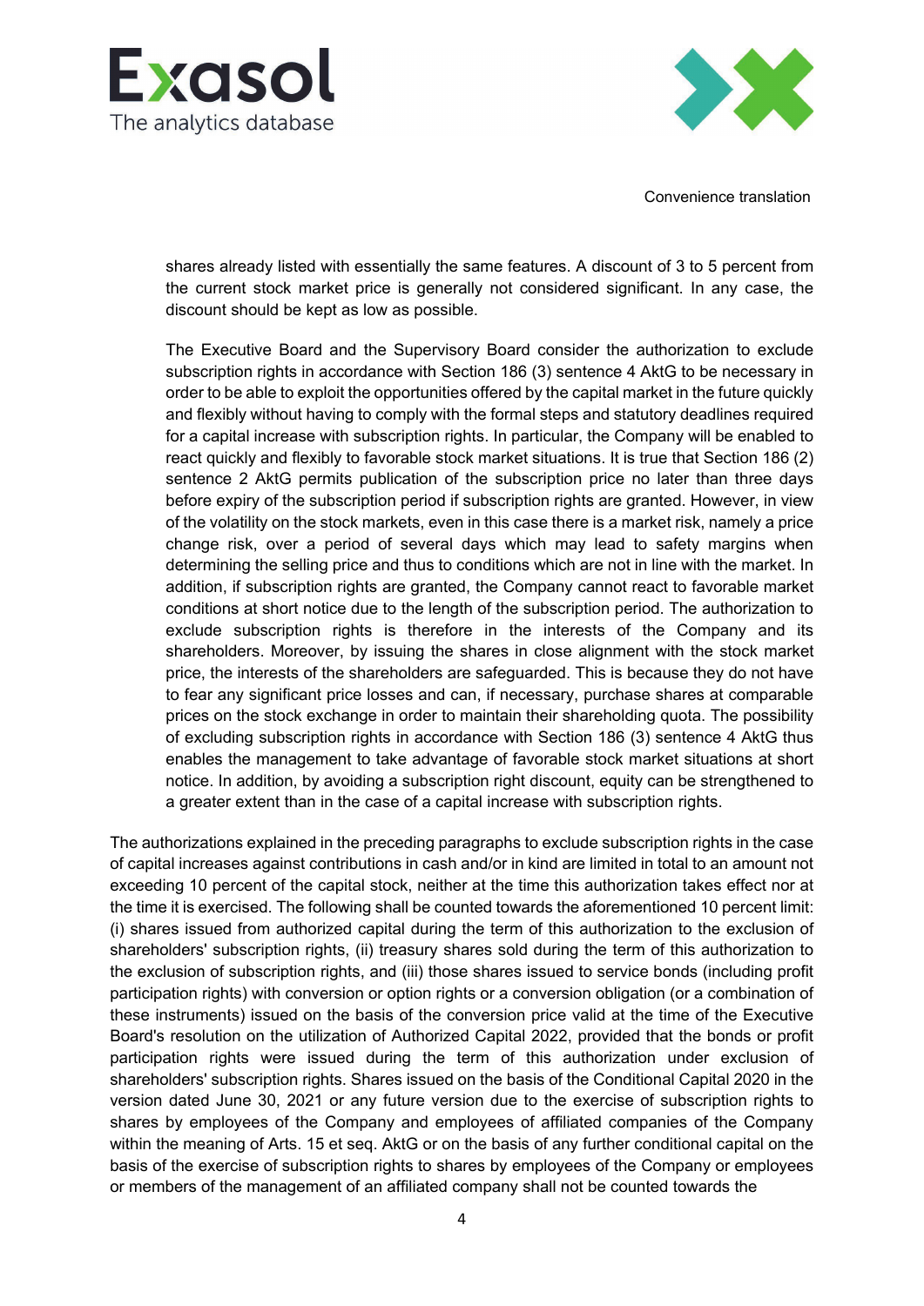shares already listed with essentially the same features. A discount of 3 to 5 percent from the current stock market price is generally not considered significant. In any case, the discount should be kept as low as possible.

The Executive Board and the Supervisory Board consider the authorization to exclude subscription rights in accordance with Section 186 (3) sentence 4 AktG to be necessary in order to be able to exploit the opportunities offered by the capital market in the future quickly and flexibly without having to comply with the formal steps and statutory deadlines required for a capital increase with subscription rights. In particular, the Company will be enabled to react quickly and flexibly to favorable stock market situations. It is true that Section 186 (2) sentence 2 AktG permits publication of the subscription price no later than three days before expiry of the subscription period if subscription rights are granted. However, in view of the volatility on the stock markets, even in this case there is a market risk, namely a price change risk, over a period of several days which may lead to safety margins when determining the selling price and thus to conditions which are not in line with the market. In addition, if subscription rights are granted, the Company cannot react to favorable market conditions at short notice due to the length of the subscription period. The authorization to exclude subscription rights is therefore in the interests of the Company and its shareholders. Moreover, by issuing the shares in close alignment with the stock market price, the interests of the shareholders are safeguarded. This is because they do not have to fear any significant price losses and can, if necessary, purchase shares at comparable prices on the stock exchange in order to maintain their shareholding quota. The possibility of excluding subscription rights in accordance with Section 186 (3) sentence 4 AktG thus enables the management to take advantage of favorable stock market situations at short notice. In addition, by avoiding a subscription right discount, equity can be strengthened to a greater extent than in the case of a capital increase with subscription rights.

The authorizations explained in the preceding paragraphs to exclude subscription rights in the case of capital increases against contributions in cash and/or in kind are limited in total to an amount not exceeding 10 percent of the capital stock, neither at the time this authorization takes effect nor at the time it is exercised. The following shall be counted towards the aforementioned 10 percent limit: (i) shares issued from authorized capital during the term of this authorization to the exclusion of shareholders' subscription rights, (ii) treasury shares sold during the term of this authorization to the exclusion of subscription rights, and (iii) those shares issued to service bonds (including profit participation rights) with conversion or option rights or a conversion obligation (or a combination of these instruments) issued on the basis of the conversion price valid at the time of the Executive Board's resolution on the utilization of Authorized Capital 2022, provided that the bonds or profit participation rights were issued during the term of this authorization under exclusion of shareholders' subscription rights. Shares issued on the basis of the Conditional Capital 2020 in the version dated June 30, 2021 or any future version due to the exercise of subscription rights to shares by employees of the Company and employees of affiliated companies of the Company within the meaning of Arts. 15 et seq. AktG or on the basis of any further conditional capital on the basis of the exercise of subscription rights to shares by employees of the Company or employees or members of the management of an affiliated company shall not be counted towards the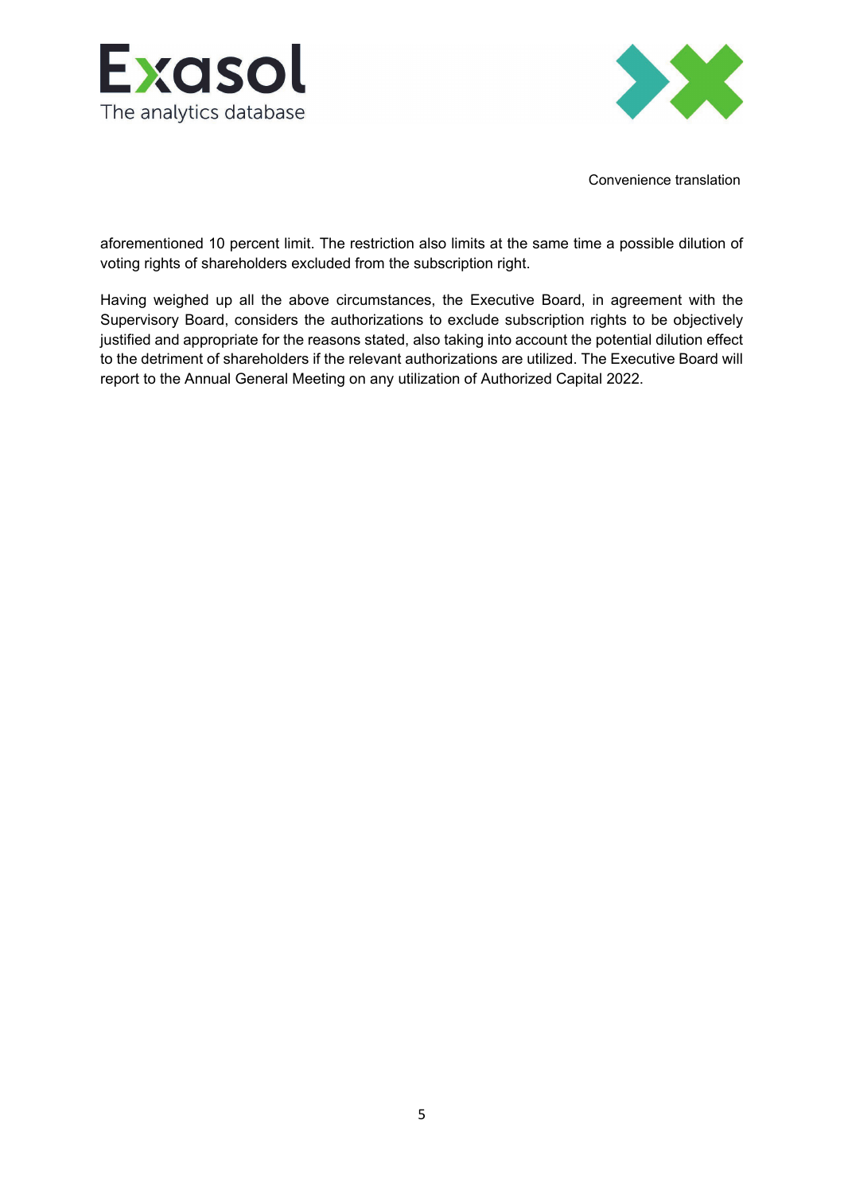aforementioned 10 percent limit. The restriction also limits at the same time a possible dilution of voting rights of shareholders excluded from the subscription right.

Having weighed up all the above circumstances, the Executive Board, in agreement with the Supervisory Board, considers the authorizations to exclude subscription rights to be objectively justified and appropriate for the reasons stated, also taking into account the potential dilution effect to the detriment of shareholders if the relevant authorizations are utilized. The Executive Board will report to the Annual General Meeting on any utilization of Authorized Capital 2022.